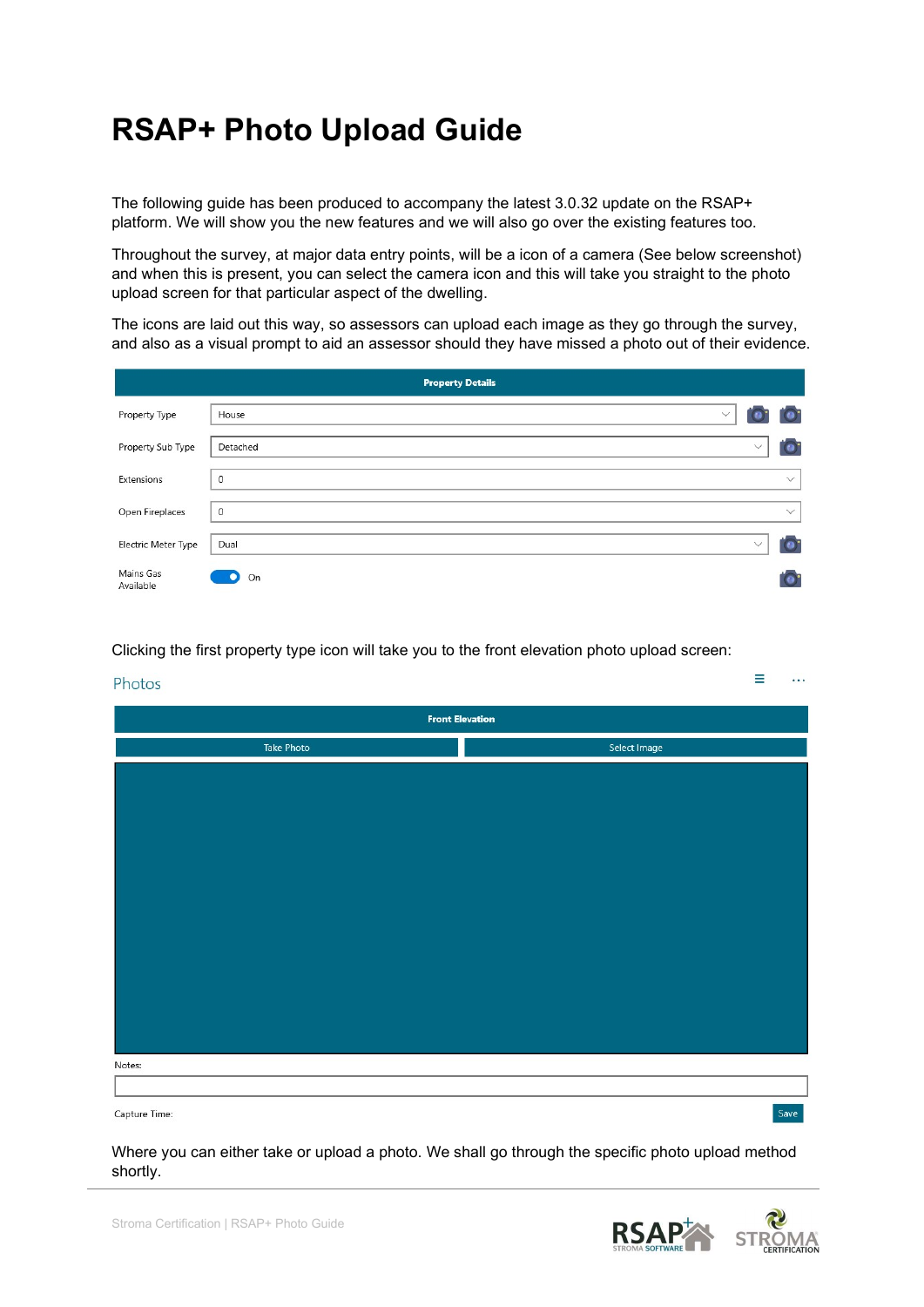# RSAP+ Photo Upload Guide

The following guide has been produced to accompany the latest 3.0.32 update on the RSAP+ platform. We will show you the new features and we will also go over the existing features too.

Throughout the survey, at major data entry points, will be a icon of a camera (See below screenshot) and when this is present, you can select the camera icon and this will take you straight to the photo upload screen for that particular aspect of the dwelling.

The icons are laid out this way, so assessors can upload each image as they go through the survey, and also as a visual prompt to aid an assessor should they have missed a photo out of their evidence.

| Property Details | |
|---|---|
| Property Type | House |
| Property Sub Type | Detached |
| Extensions | 0 |
| Open Fireplaces | 0 |
| Electric Meter Type | Dual |
| Mains Gas Available | On |

Clicking the first property type icon will take you to the front elevation photo upload screen:

Photos

Front Elevation

Take Photo | Select Image

Notes:

Capture Time:

Save

Where you can either take or upload a photo. We shall go through the specific photo upload method shortly.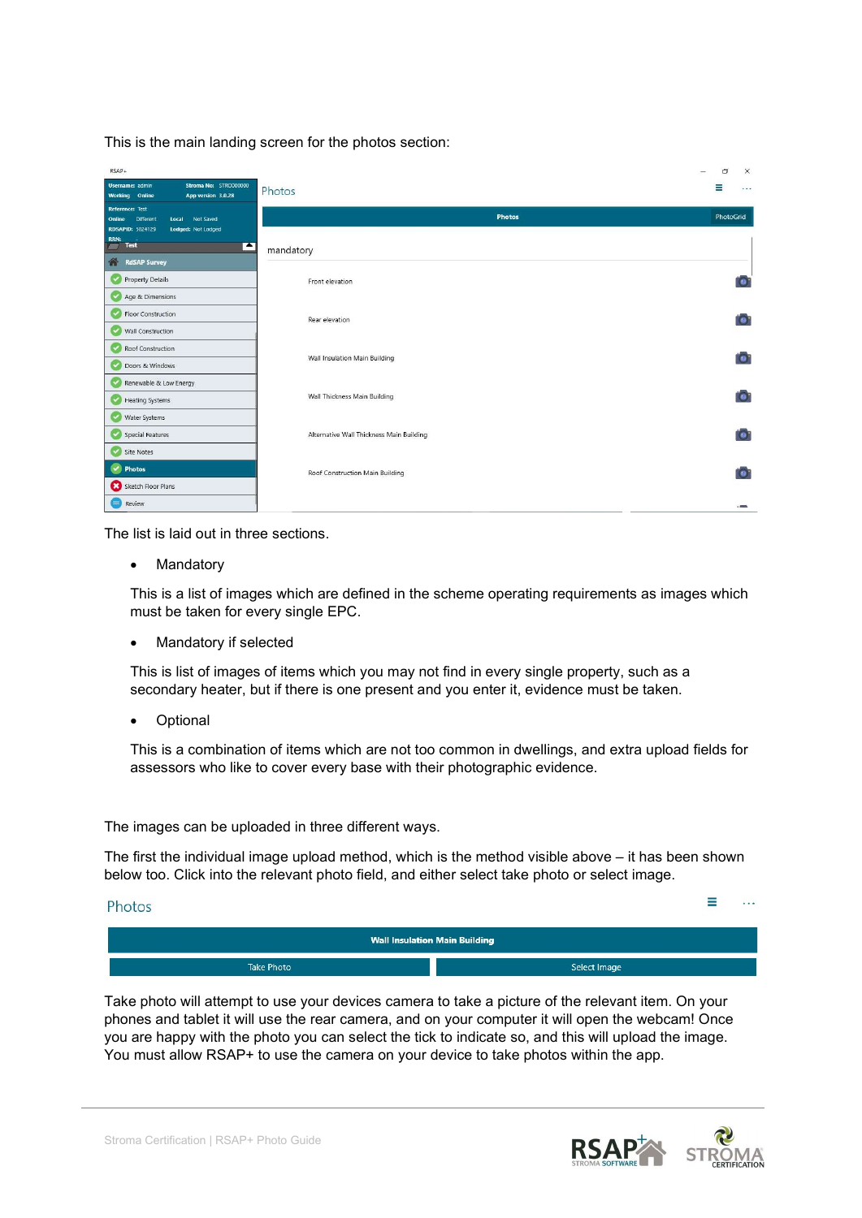This is the main landing screen for the photos section:

The list is laid out in three sections.

- Mandatory

  This is a list of images which are defined in the scheme operating requirements as images which must be taken for every single EPC.

- Mandatory if selected

  This is list of images of items which you may not find in every single property, such as a secondary heater, but if there is one present and you enter it, evidence must be taken.

- Optional

  This is a combination of items which are not too common in dwellings, and extra upload fields for assessors who like to cover every base with their photographic evidence.

The images can be uploaded in three different ways.

The first the individual image upload method, which is the method visible above – it has been shown below too. Click into the relevant photo field, and either select take photo or select image.

Take photo will attempt to use your devices camera to take a picture of the relevant item. On your phones and tablet it will use the rear camera, and on your computer it will open the webcam! Once you are happy with the photo you can select the tick to indicate so, and this will upload the image. You must allow RSAP+ to use the camera on your device to take photos within the app.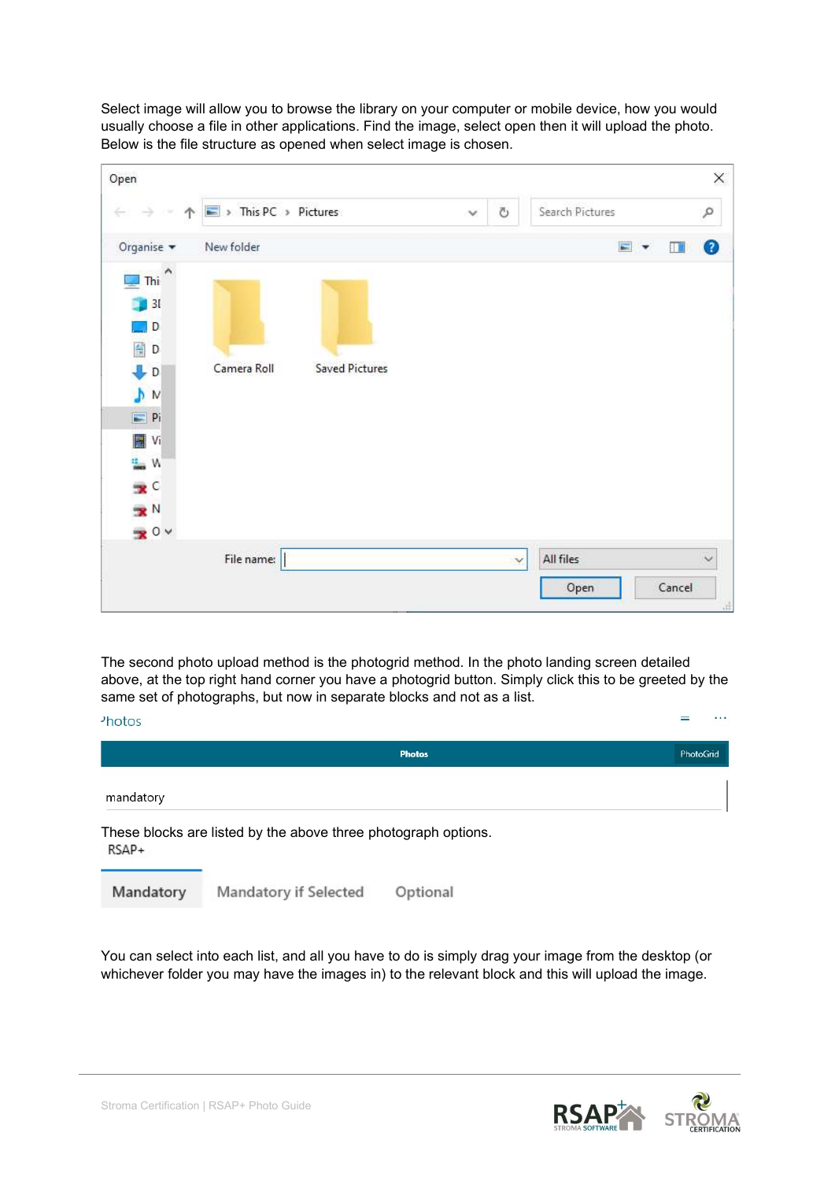Select image will allow you to browse the library on your computer or mobile device, how you would usually choose a file in other applications. Find the image, select open then it will upload the photo. Below is the file structure as opened when select image is chosen.

The second photo upload method is the photogrid method. In the photo landing screen detailed above, at the top right hand corner you have a photogrid button. Simply click this to be greeted by the same set of photographs, but now in separate blocks and not as a list.

These blocks are listed by the above three photograph options.

You can select into each list, and all you have to do is simply drag your image from the desktop (or whichever folder you may have the images in) to the relevant block and this will upload the image.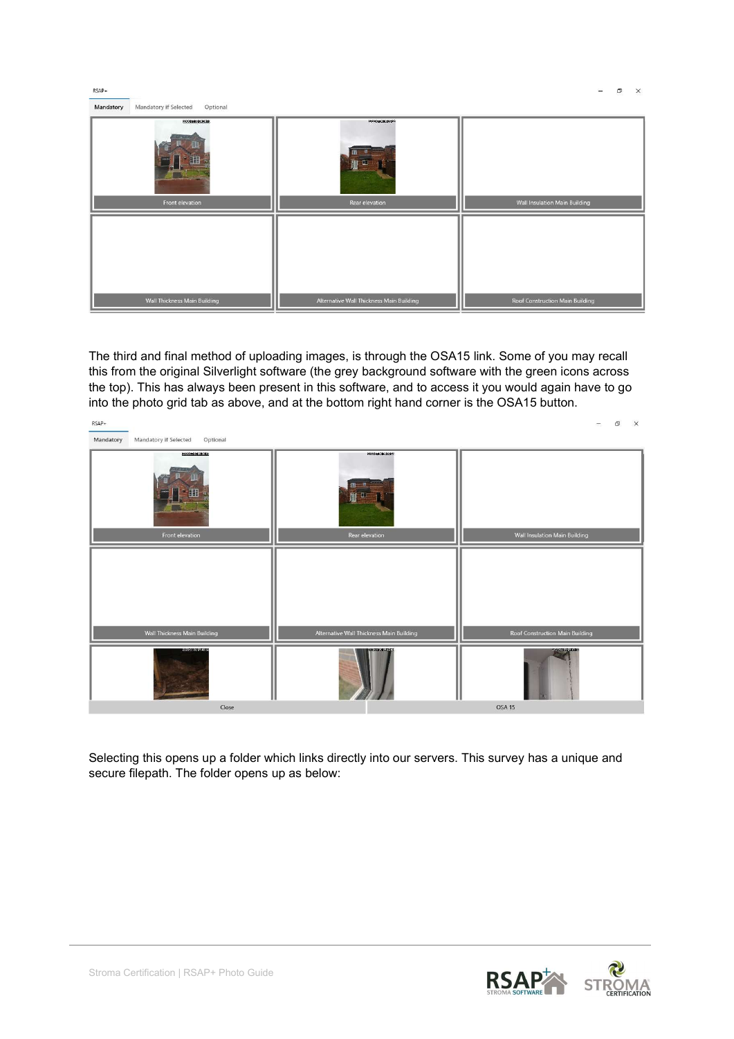The third and final method of uploading images, is through the OSA15 link. Some of you may recall this from the original Silverlight software (the grey background software with the green icons across the top). This has always been present in this software, and to access it you would again have to go into the photo grid tab as above, and at the bottom right hand corner is the OSA15 button.

Selecting this opens up a folder which links directly into our servers. This survey has a unique and secure filepath. The folder opens up as below: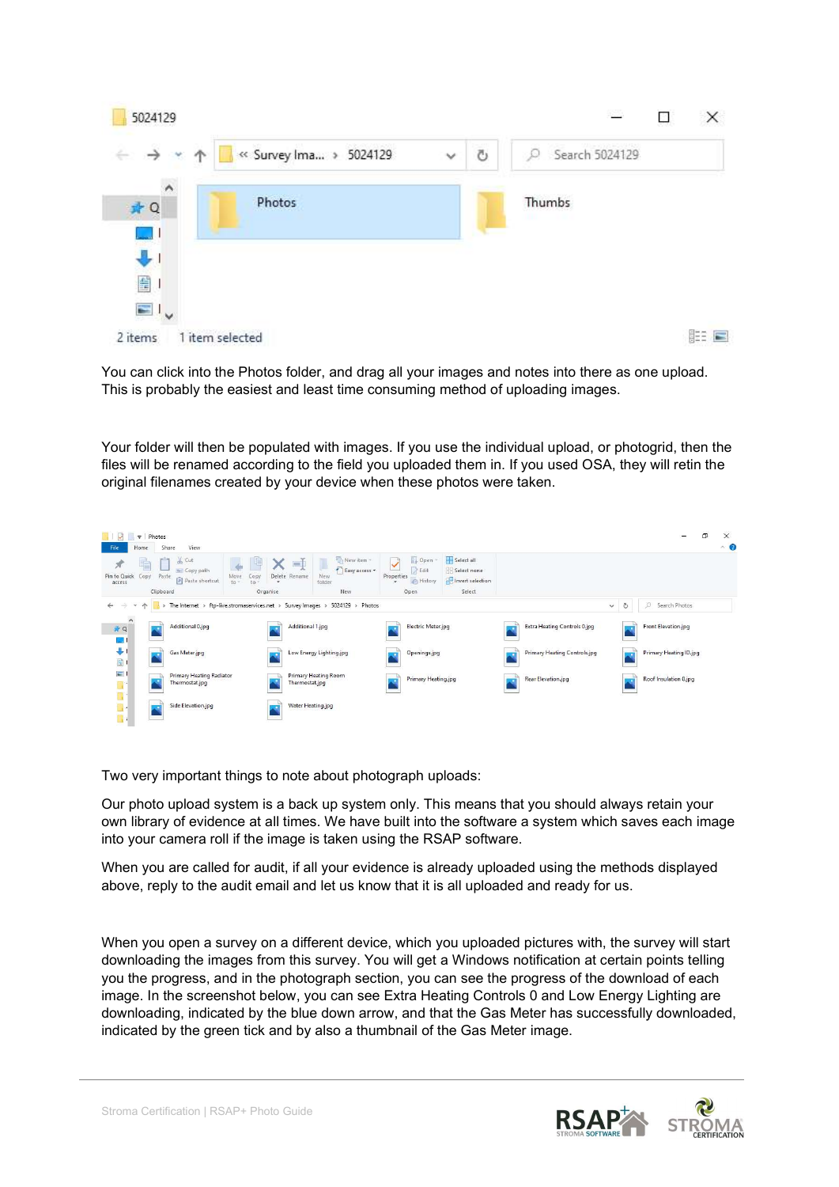You can click into the Photos folder, and drag all your images and notes into there as one upload. This is probably the easiest and least time consuming method of uploading images.

Your folder will then be populated with images. If you use the individual upload, or photogrid, then the files will be renamed according to the field you uploaded them in. If you used OSA, they will retin the original filenames created by your device when these photos were taken.

Two very important things to note about photograph uploads:

Our photo upload system is a back up system only. This means that you should always retain your own library of evidence at all times. We have built into the software a system which saves each image into your camera roll if the image is taken using the RSAP software.

When you are called for audit, if all your evidence is already uploaded using the methods displayed above, reply to the audit email and let us know that it is all uploaded and ready for us.

When you open a survey on a different device, which you uploaded pictures with, the survey will start downloading the images from this survey. You will get a Windows notification at certain points telling you the progress, and in the photograph section, you can see the progress of the download of each image. In the screenshot below, you can see Extra Heating Controls 0 and Low Energy Lighting are downloading, indicated by the blue down arrow, and that the Gas Meter has successfully downloaded, indicated by the green tick and by also a thumbnail of the Gas Meter image.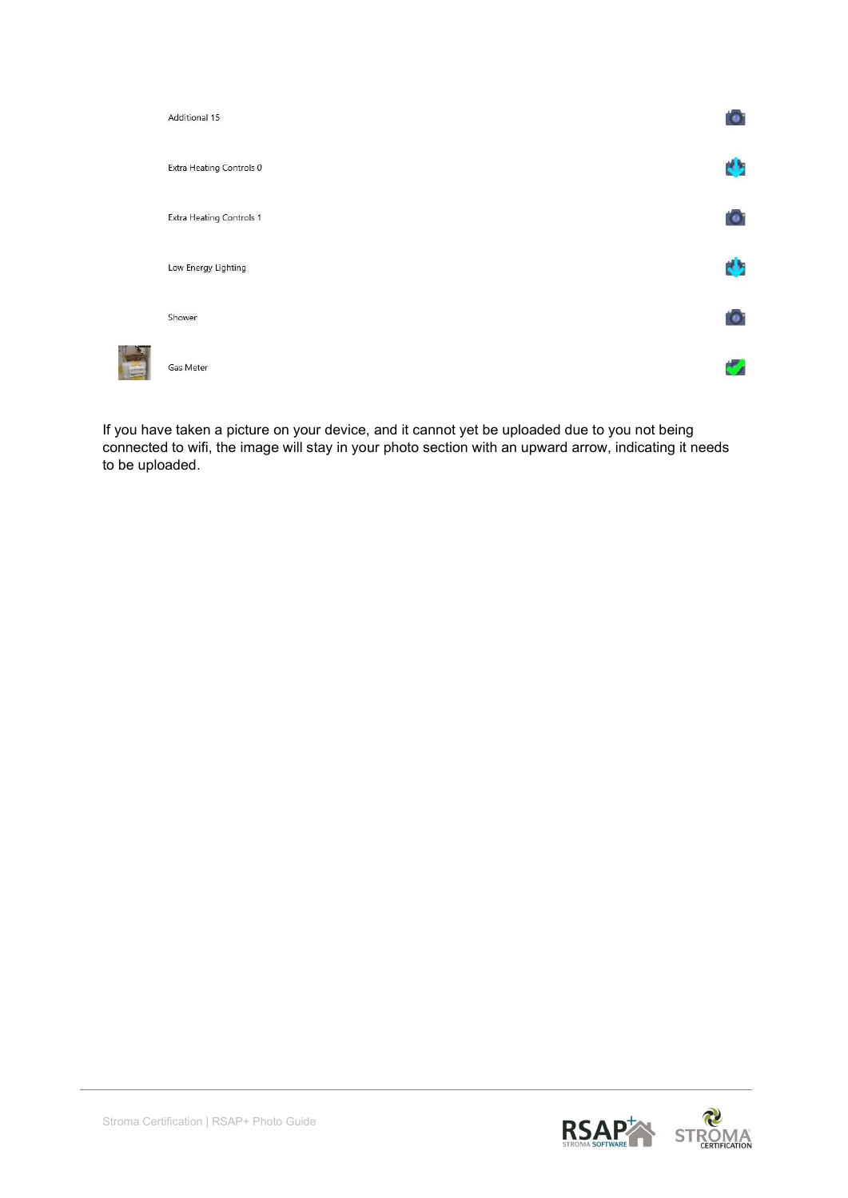Additional 15

Extra Heating Controls 0

Extra Heating Controls 1

Low Energy Lighting

Shower

Gas Meter

If you have taken a picture on your device, and it cannot yet be uploaded due to you not being connected to wifi, the image will stay in your photo section with an upward arrow, indicating it needs to be uploaded.